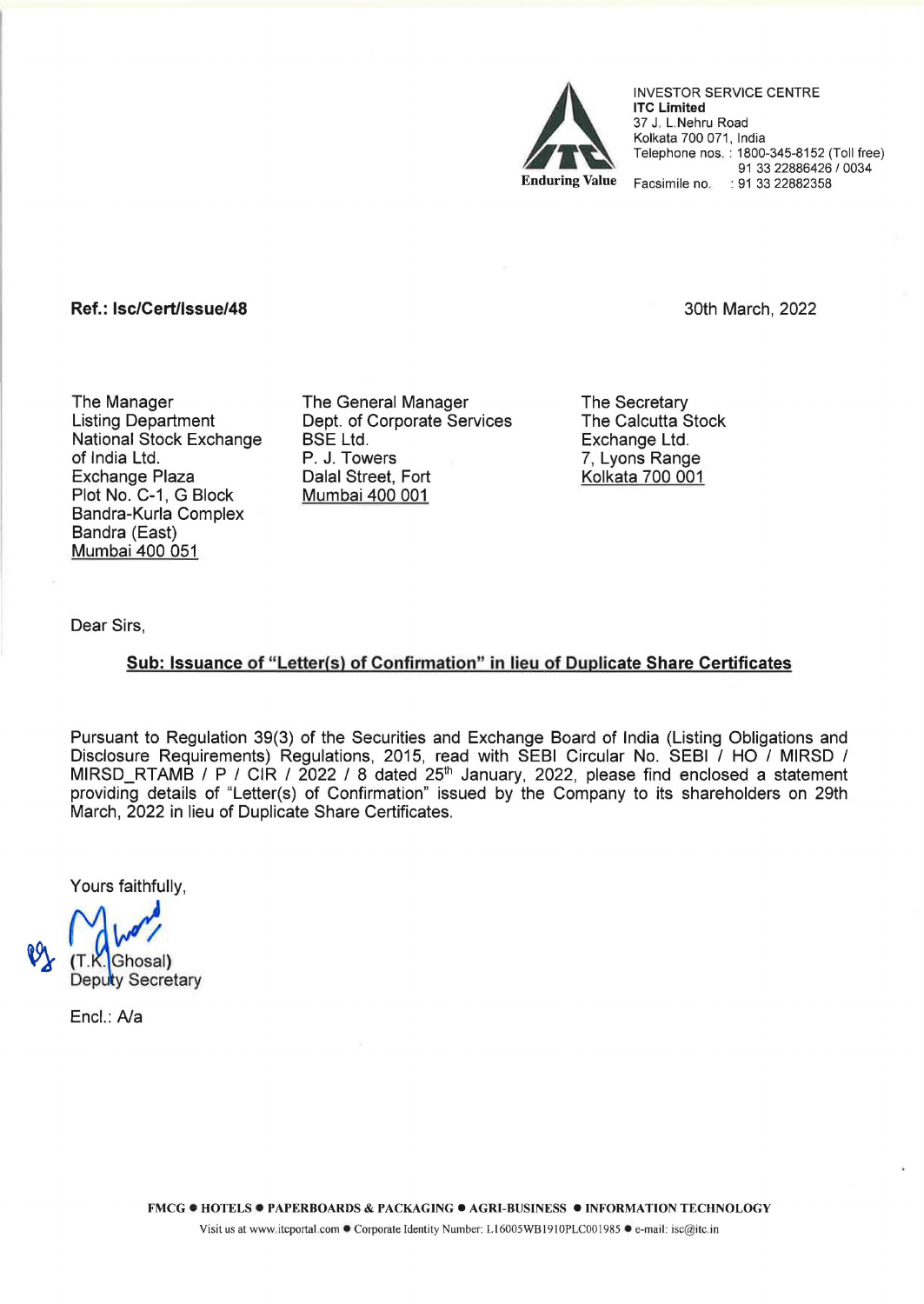INVESTOR SERVICE CENTRE
**ITC Limited**
37 J. L.Nehru Road
Kolkata 700 071, India
Telephone nos. : 1800-345-8152 (Toll free)
91 33 22886426 / 0034
Facsimile no. : 91 33 22882358

Enduring Value

**Ref.: Isc/Cert/Issue/48**

30th March, 2022

The Manager
Listing Department
National Stock Exchange of India Ltd.
Exchange Plaza
Plot No. C-1, G Block
Bandra-Kurla Complex
Bandra (East)
Mumbai 400 051

The General Manager
Dept. of Corporate Services
BSE Ltd.
P. J. Towers
Dalal Street, Fort
Mumbai 400 001

The Secretary
The Calcutta Stock Exchange Ltd.
7, Lyons Range
Kolkata 700 001

Dear Sirs,

**Sub: Issuance of "Letter(s) of Confirmation" in lieu of Duplicate Share Certificates**

Pursuant to Regulation 39(3) of the Securities and Exchange Board of India (Listing Obligations and Disclosure Requirements) Regulations, 2015, read with SEBI Circular No. SEBI / HO / MIRSD / MIRSD_RTAMB / P / CIR / 2022 / 8 dated 25th January, 2022, please find enclosed a statement providing details of "Letter(s) of Confirmation" issued by the Company to its shareholders on 29th March, 2022 in lieu of Duplicate Share Certificates.

Yours faithfully,

(T.K. Ghosal)
Deputy Secretary

Encl.: A/a

FMCG ● HOTELS ● PAPERBOARDS & PACKAGING ● AGRI-BUSINESS ● INFORMATION TECHNOLOGY

Visit us at www.itcportal.com ● Corporate Identity Number: L16005WB1910PLC001985 ● e-mail: isc@itc.in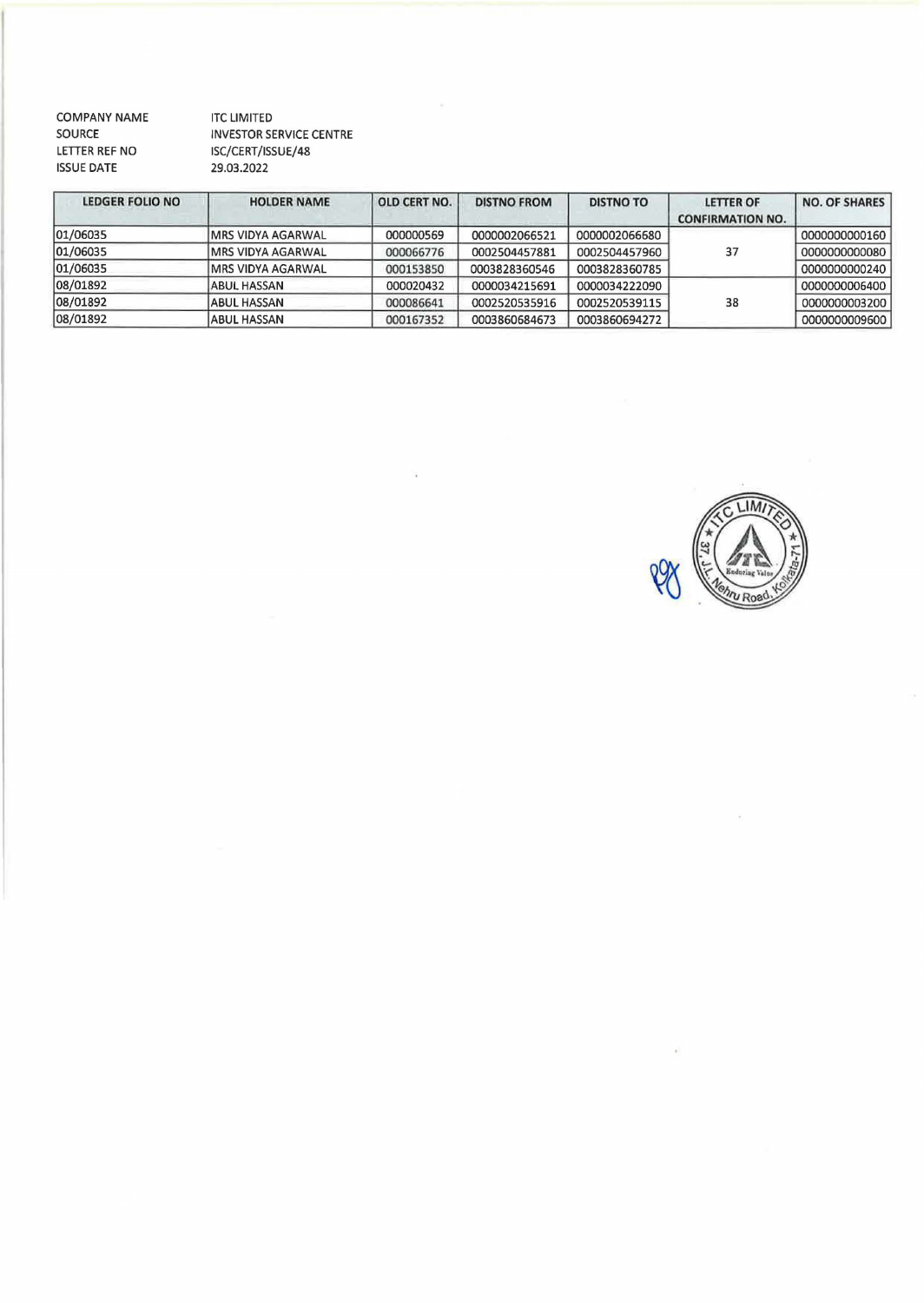| | |
|---|---|
| COMPANY NAME | ITC LIMITED |
| SOURCE | INVESTOR SERVICE CENTRE |
| LETTER REF NO | ISC/CERT/ISSUE/48 |
| ISSUE DATE | 29.03.2022 |

| LEDGER FOLIO NO | HOLDER NAME | OLD CERT NO. | DISTNO FROM | DISTNO TO | LETTER OF CONFIRMATION NO. | NO. OF SHARES |
|---|---|---|---|---|---|---|
| 01/06035 | MRS VIDYA AGARWAL | 000000569 | 0000002066521 | 0000002066680 | 37 | 0000000000160 |
| 01/06035 | MRS VIDYA AGARWAL | 000066776 | 0002504457881 | 0002504457960 | | 0000000000080 |
| 01/06035 | MRS VIDYA AGARWAL | 000153850 | 0003828360546 | 0003828360785 | | 0000000000240 |
| 08/01892 | ABUL HASSAN | 000020432 | 0000034215691 | 0000034222090 | 38 | 0000000006400 |
| 08/01892 | ABUL HASSAN | 000086641 | 0002520535916 | 0002520539115 | | 0000000003200 |
| 08/01892 | ABUL HASSAN | 000167352 | 0003860684673 | 0003860694272 | | 0000000009600 |